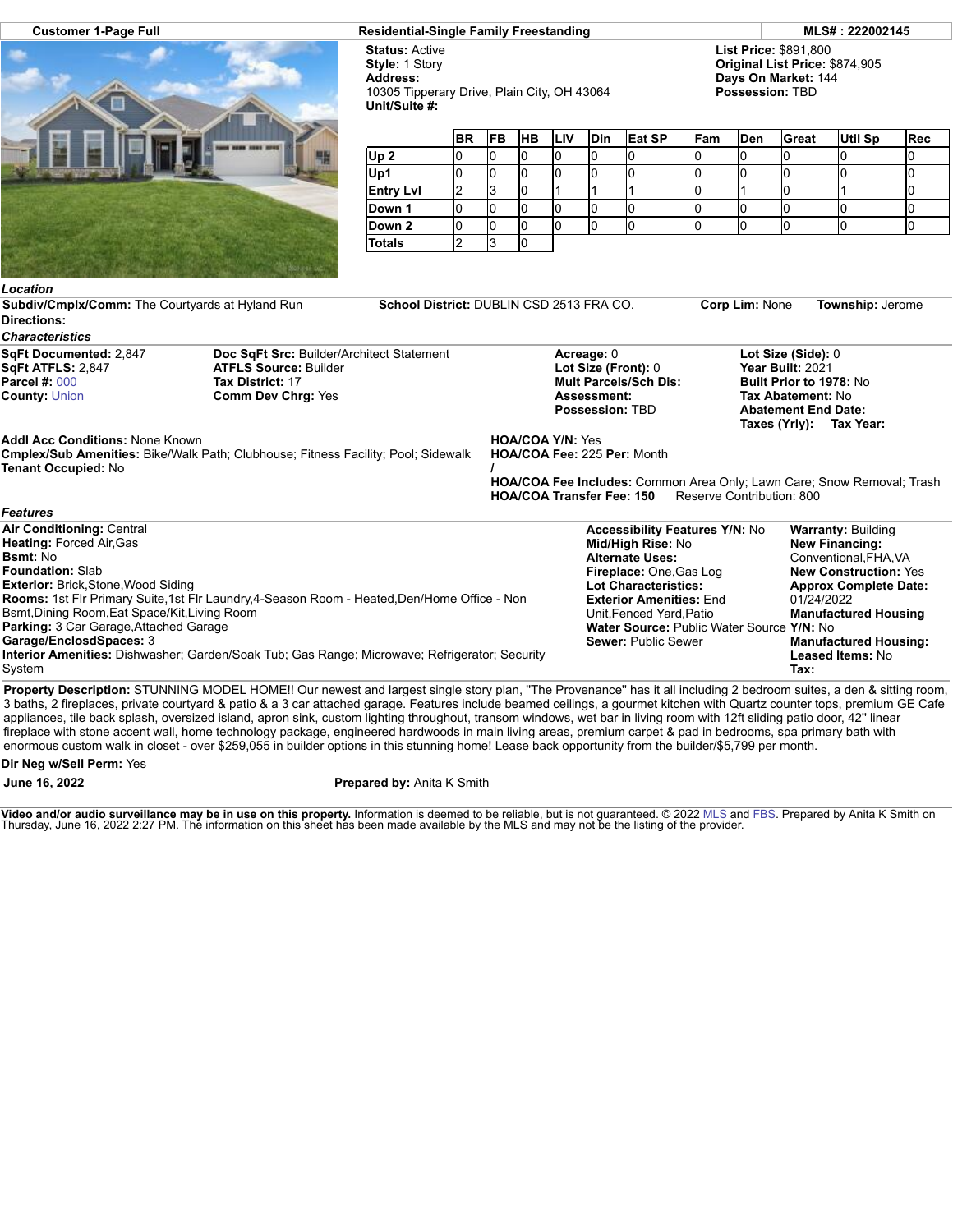**Customer 1-Page Full** | **Residential-Single Family Freestanding** | **MLS# : 222002145**

**Status:** Active
**Style:** 1 Story
**Address:**
10305 Tipperary Drive, Plain City, OH 43064
**Unit/Suite #:**

**List Price:** $891,800
**Original List Price:** $874,905
**Days On Market:** 144
**Possession:** TBD

| | BR | FB | HB | LIV | Din | Eat SP | Fam | Den | Great | Util Sp | Rec |
|---|---|---|---|---|---|---|---|---|---|---|---|
| Up 2 | 0 | 0 | 0 | 0 | 0 | 0 | 0 | 0 | 0 | 0 | 0 |
| Up1 | 0 | 0 | 0 | 0 | 0 | 0 | 0 | 0 | 0 | 0 | 0 |
| Entry Lvl | 2 | 3 | 0 | 1 | 1 | 1 | 0 | 1 | 0 | 1 | 0 |
| Down 1 | 0 | 0 | 0 | 0 | 0 | 0 | 0 | 0 | 0 | 0 | 0 |
| Down 2 | 0 | 0 | 0 | 0 | 0 | 0 | 0 | 0 | 0 | 0 | 0 |
| Totals | 2 | 3 | 0 | | | | | | | | |

### *Location*

**Subdiv/Cmplx/Comm:** The Courtyards at Hyland Run
**School District:** DUBLIN CSD 2513 FRA CO.
**Corp Lim:** None
**Township:** Jerome
**Directions:**

### *Characteristics*

**SqFt Documented:** 2,847
**SqFt ATFLS:** 2,847
**Parcel #:** 000
**County:** Union

**Doc SqFt Src:** Builder/Architect Statement
**ATFLS Source:** Builder
**Tax District:** 17
**Comm Dev Chrg:** Yes

**Acreage:** 0
**Lot Size (Front):** 0
**Mult Parcels/Sch Dis:**
**Assessment:**
**Possession:** TBD

**Lot Size (Side):** 0
**Year Built:** 2021
**Built Prior to 1978:** No
**Tax Abatement:** No
**Abatement End Date:**
**Taxes (Yrly):** **Tax Year:**

**Addl Acc Conditions:** None Known
**Cmplex/Sub Amenities:** Bike/Walk Path; Clubhouse; Fitness Facility; Pool; Sidewalk
**Tenant Occupied:** No

**HOA/COA Y/N:** Yes
**HOA/COA Fee:** 225 **Per:** Month
**/**
**HOA/COA Fee Includes:** Common Area Only; Lawn Care; Snow Removal; Trash
**HOA/COA Transfer Fee:** 150 Reserve Contribution: 800

### *Features*

**Air Conditioning:** Central
**Heating:** Forced Air,Gas
**Bsmt:** No
**Foundation:** Slab
**Exterior:** Brick,Stone,Wood Siding
**Rooms:** 1st Flr Primary Suite,1st Flr Laundry,4-Season Room - Heated,Den/Home Office - Non Bsmt,Dining Room,Eat Space/Kit,Living Room
**Parking:** 3 Car Garage,Attached Garage
**Garage/EnclosdSpaces:** 3
**Interior Amenities:** Dishwasher; Garden/Soak Tub; Gas Range; Microwave; Refrigerator; Security System

**Accessibility Features Y/N:** No
**Mid/High Rise:** No
**Alternate Uses:**
**Fireplace:** One,Gas Log
**Lot Characteristics:**
**Exterior Amenities:** End Unit,Fenced Yard,Patio
**Water Source:** Public Water Source
**Sewer:** Public Sewer

**Warranty:** Building
**New Financing:** Conventional,FHA,VA
**New Construction:** Yes
**Approx Complete Date:** 01/24/2022
**Manufactured Housing Y/N:** No
**Manufactured Housing:**
**Leased Items:** No
**Tax:**

**Property Description:** STUNNING MODEL HOME!! Our newest and largest single story plan, "The Provenance" has it all including 2 bedroom suites, a den & sitting room, 3 baths, 2 fireplaces, private courtyard & patio & a 3 car attached garage. Features include beamed ceilings, a gourmet kitchen with Quartz counter tops, premium GE Cafe appliances, tile back splash, oversized island, apron sink, custom lighting throughout, transom windows, wet bar in living room with 12ft sliding patio door, 42" linear fireplace with stone accent wall, home technology package, engineered hardwoods in main living areas, premium carpet & pad in bedrooms, spa primary bath with enormous custom walk in closet - over $259,055 in builder options in this stunning home! Lease back opportunity from the builder/$5,799 per month.

**Dir Neg w/Sell Perm:** Yes

**June 16, 2022** **Prepared by:** Anita K Smith

**Video and/or audio surveillance may be in use on this property.** Information is deemed to be reliable, but is not guaranteed. © 2022 MLS and FBS. Prepared by Anita K Smith on Thursday, June 16, 2022 2:27 PM. The information on this sheet has been made available by the MLS and may not be the listing of the provider.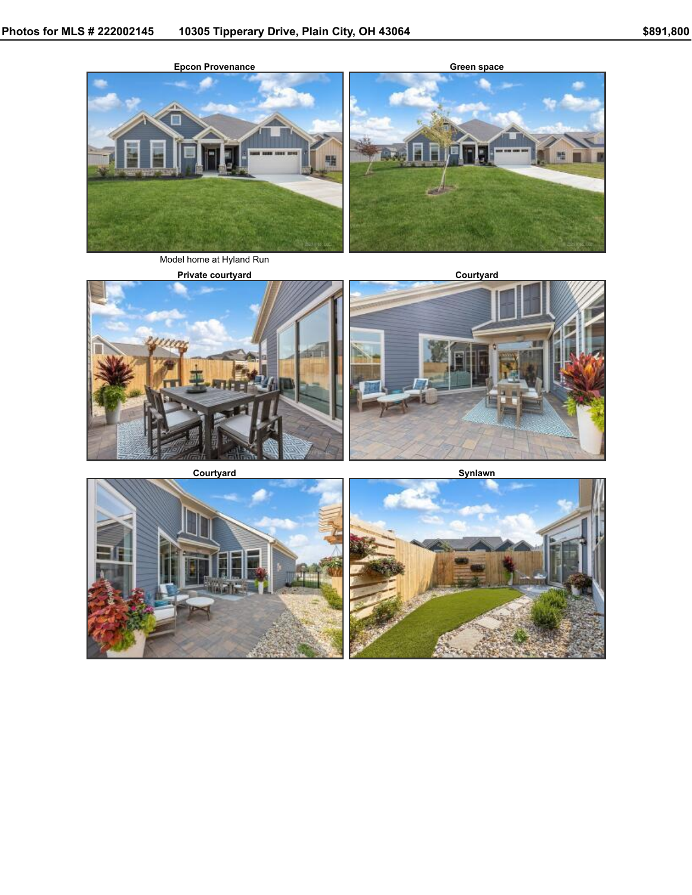**Photos for MLS # 222002145 10305 Tipperary Drive, Plain City, OH 43064 $891,800**

**Epcon Provenance**

Model home at Hyland Run

**Green space**

**Private courtyard**

**Courtyard**

**Courtyard**

**Synlawn**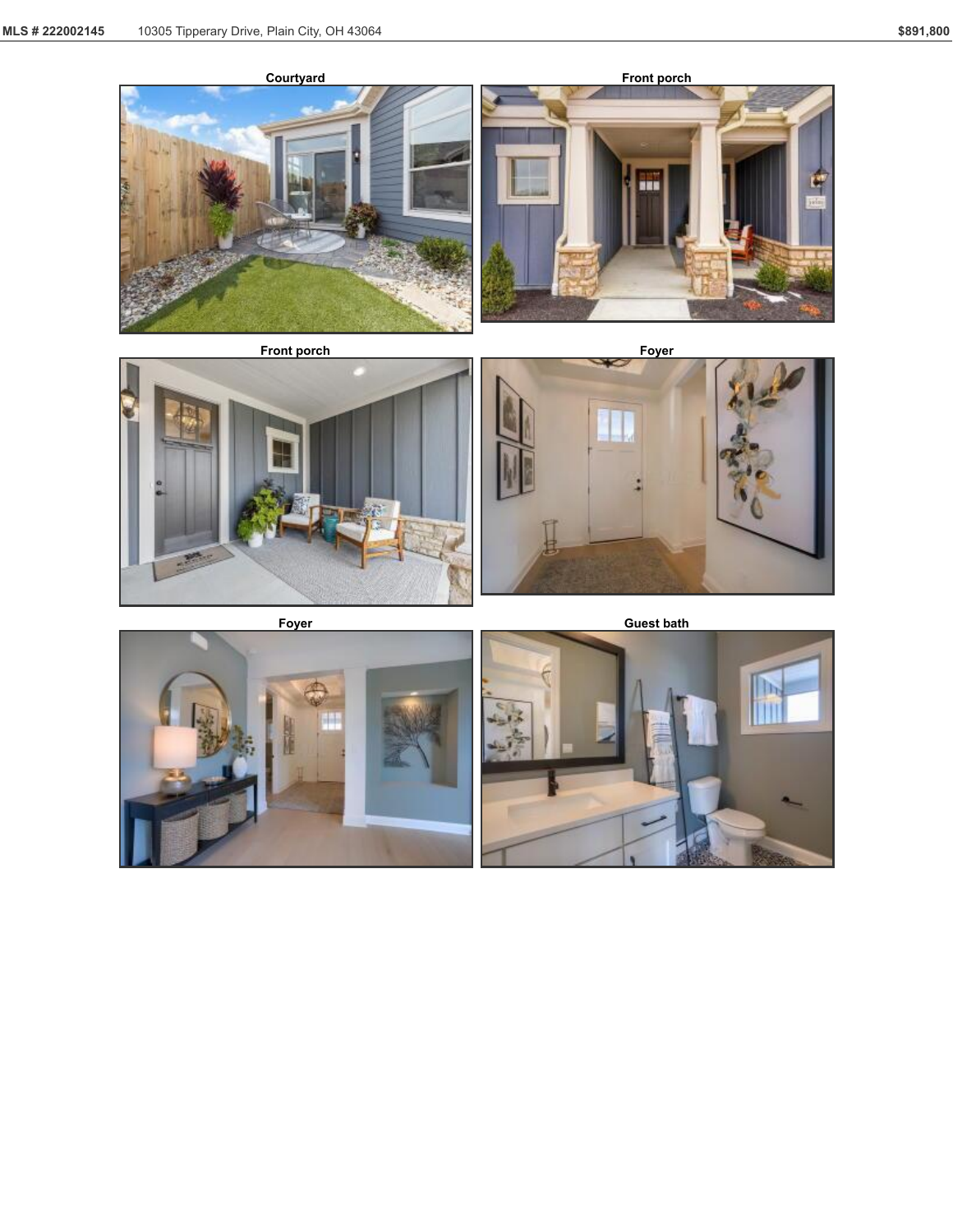MLS # 222002145 10305 Tipperary Drive, Plain City, OH 43064 $891,800

Courtyard

Front porch

Front porch

Foyer

Foyer

Guest bath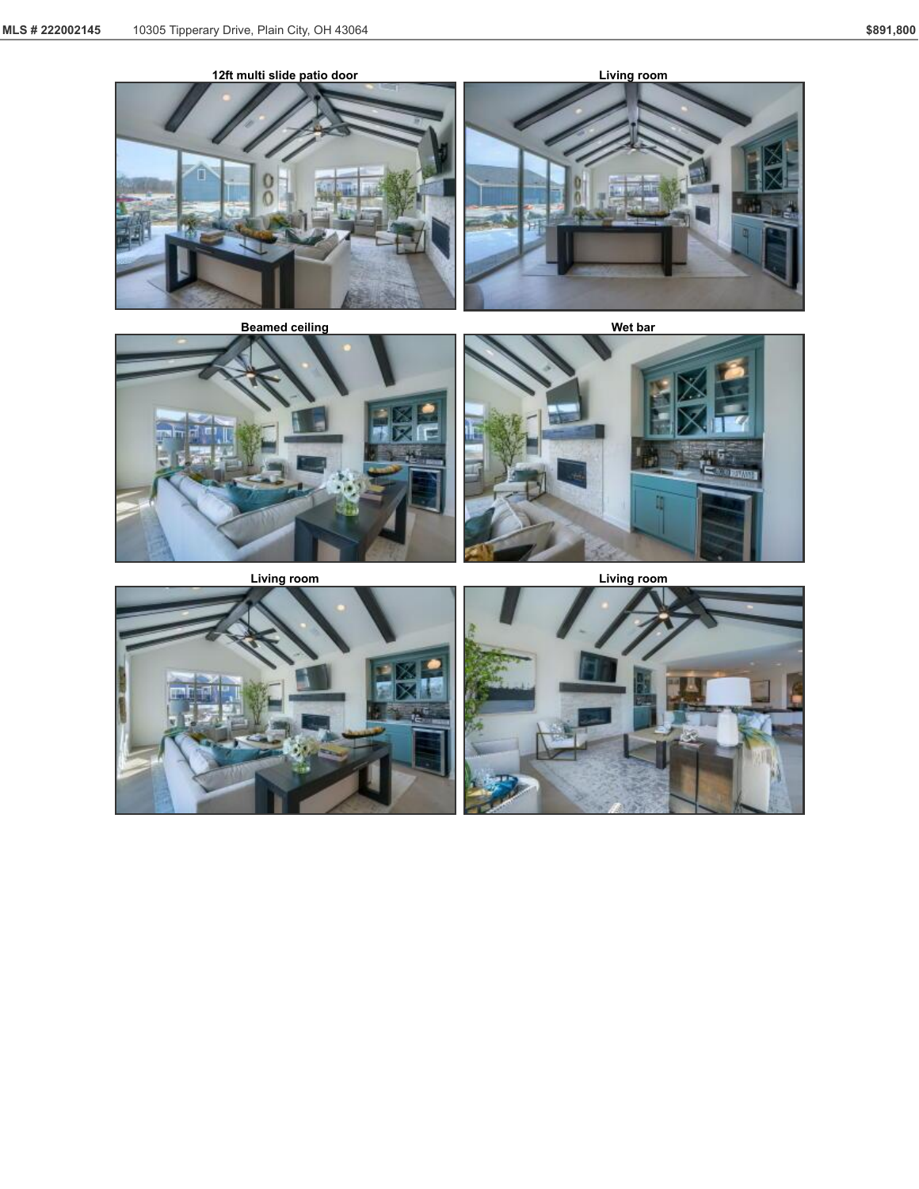12ft multi slide patio door

Living room

Beamed ceiling

Wet bar

Living room

Living room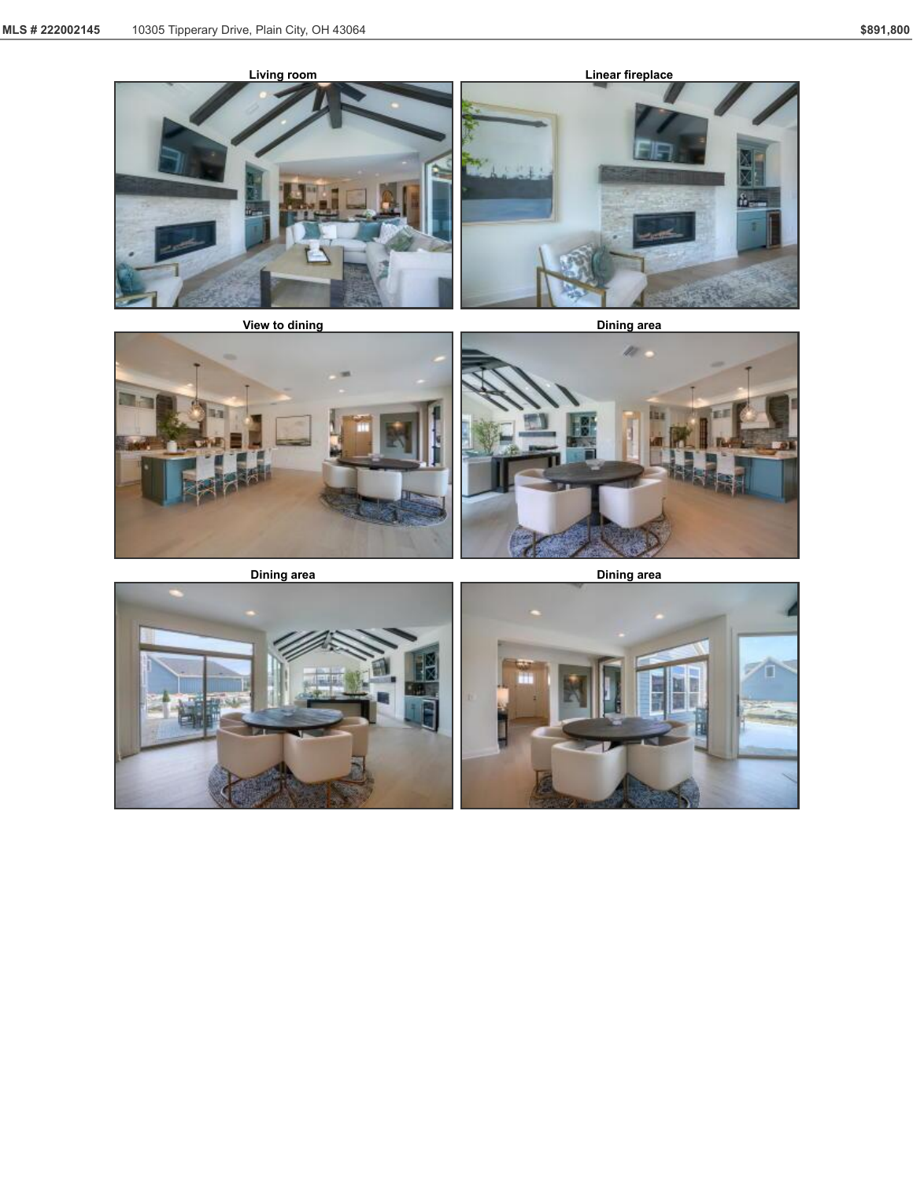Living room

Linear fireplace

View to dining

Dining area

Dining area

Dining area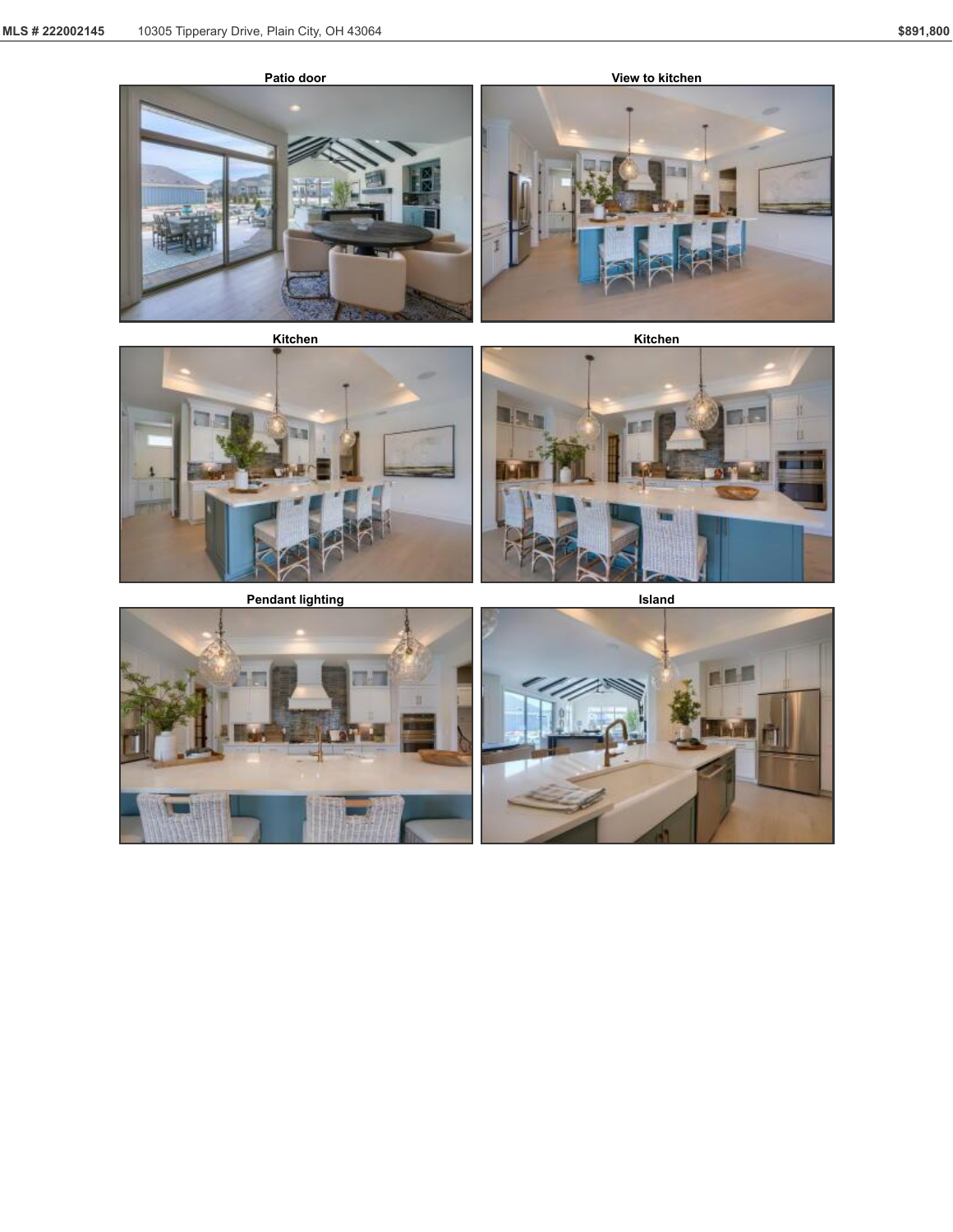Patio door

View to kitchen

Kitchen

Kitchen

Pendant lighting

Island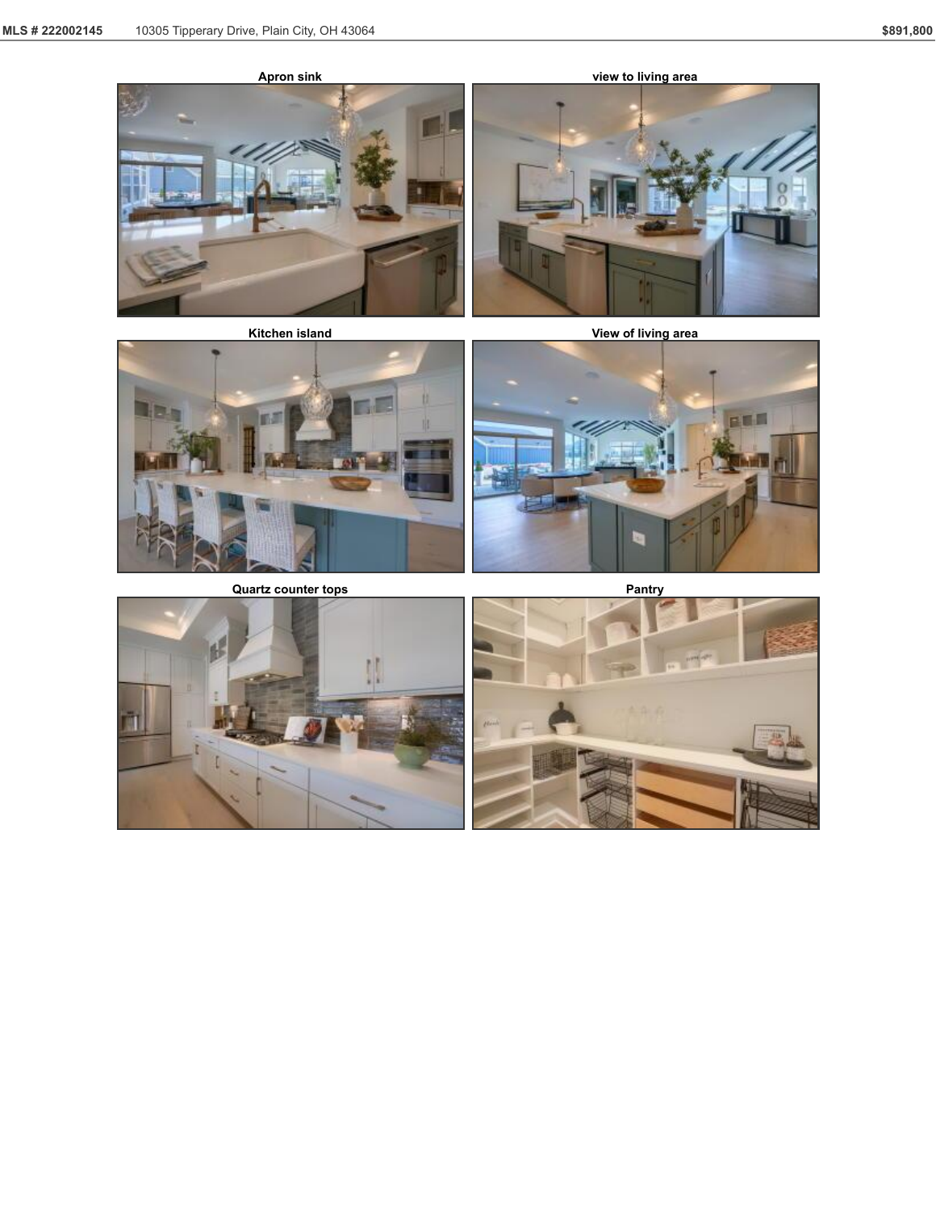Apron sink

view to living area

Kitchen island

View of living area

Quartz counter tops

Pantry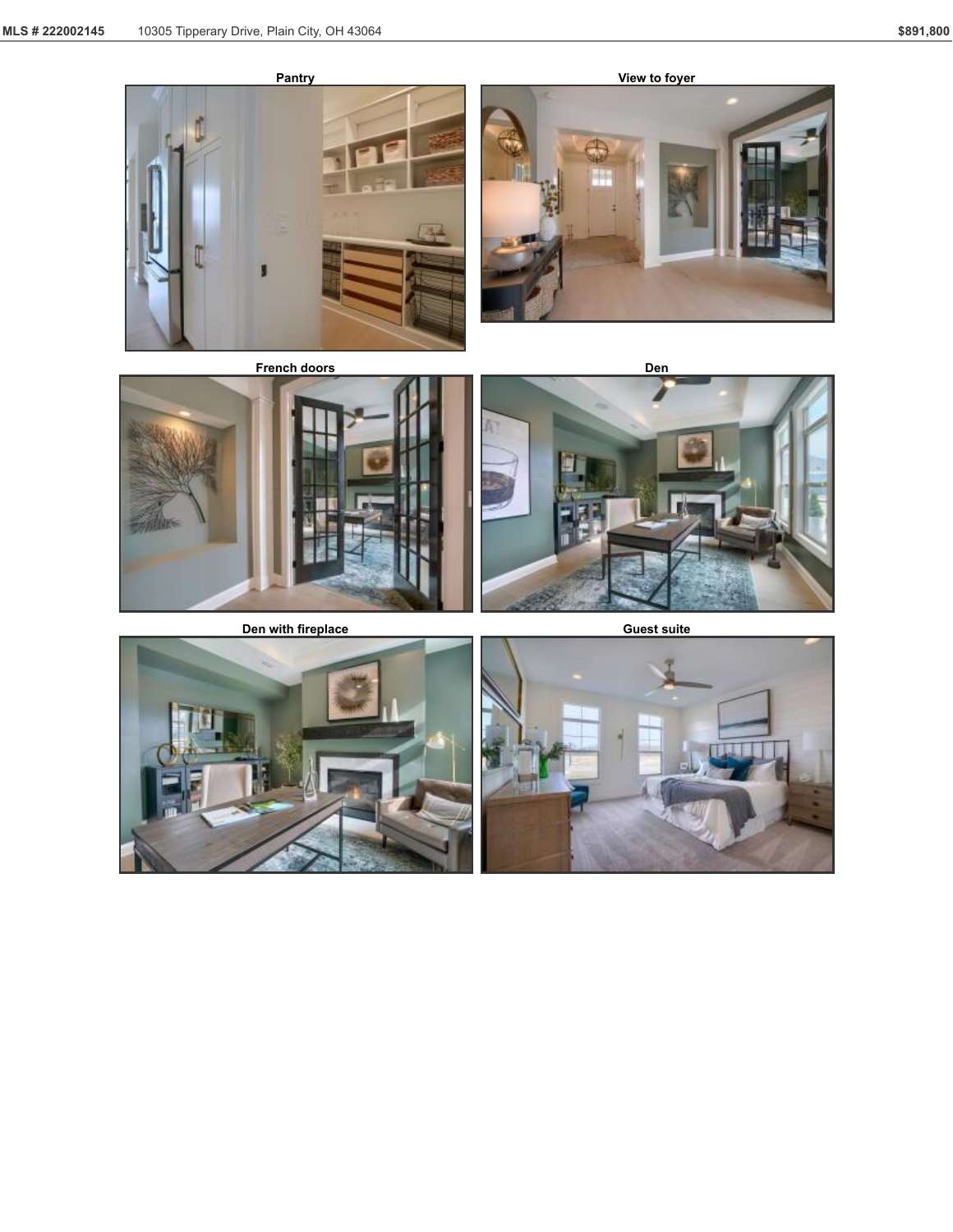Pantry

View to foyer

French doors

Den

Den with fireplace

Guest suite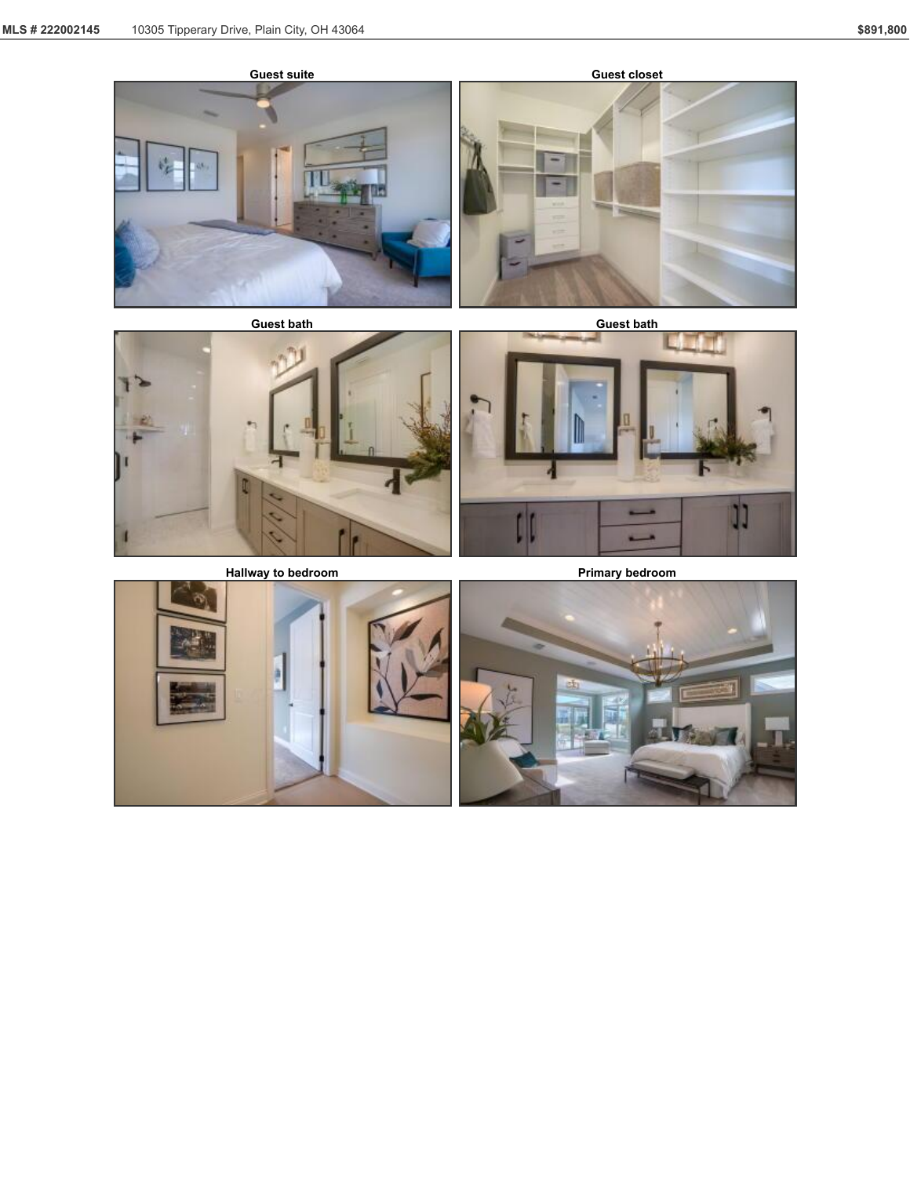Guest suite

Guest closet

Guest bath

Guest bath

Hallway to bedroom

Primary bedroom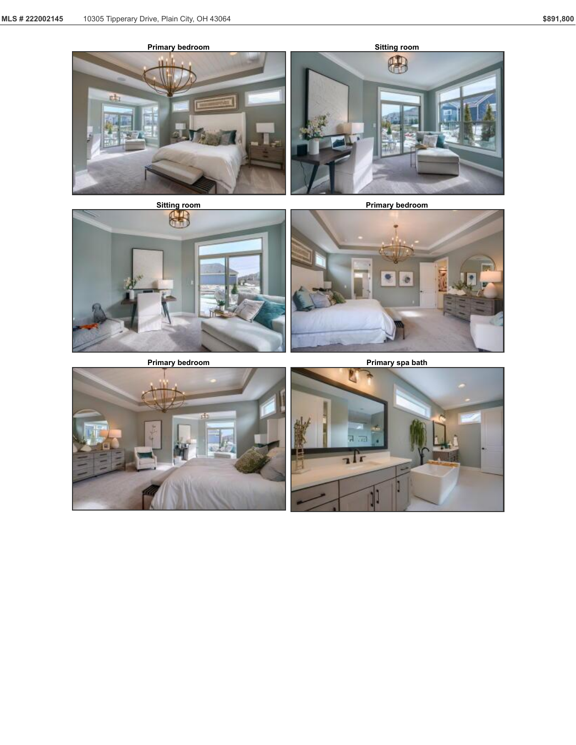Primary bedroom

Sitting room

Sitting room

Primary bedroom

Primary bedroom

Primary spa bath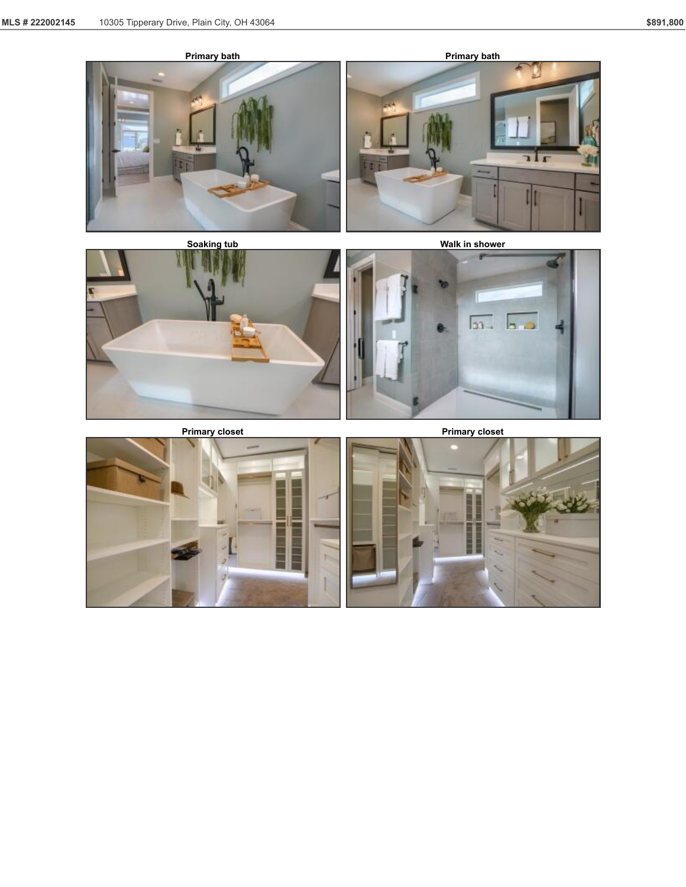Primary bath

Primary bath

Soaking tub

Walk in shower

Primary closet

Primary closet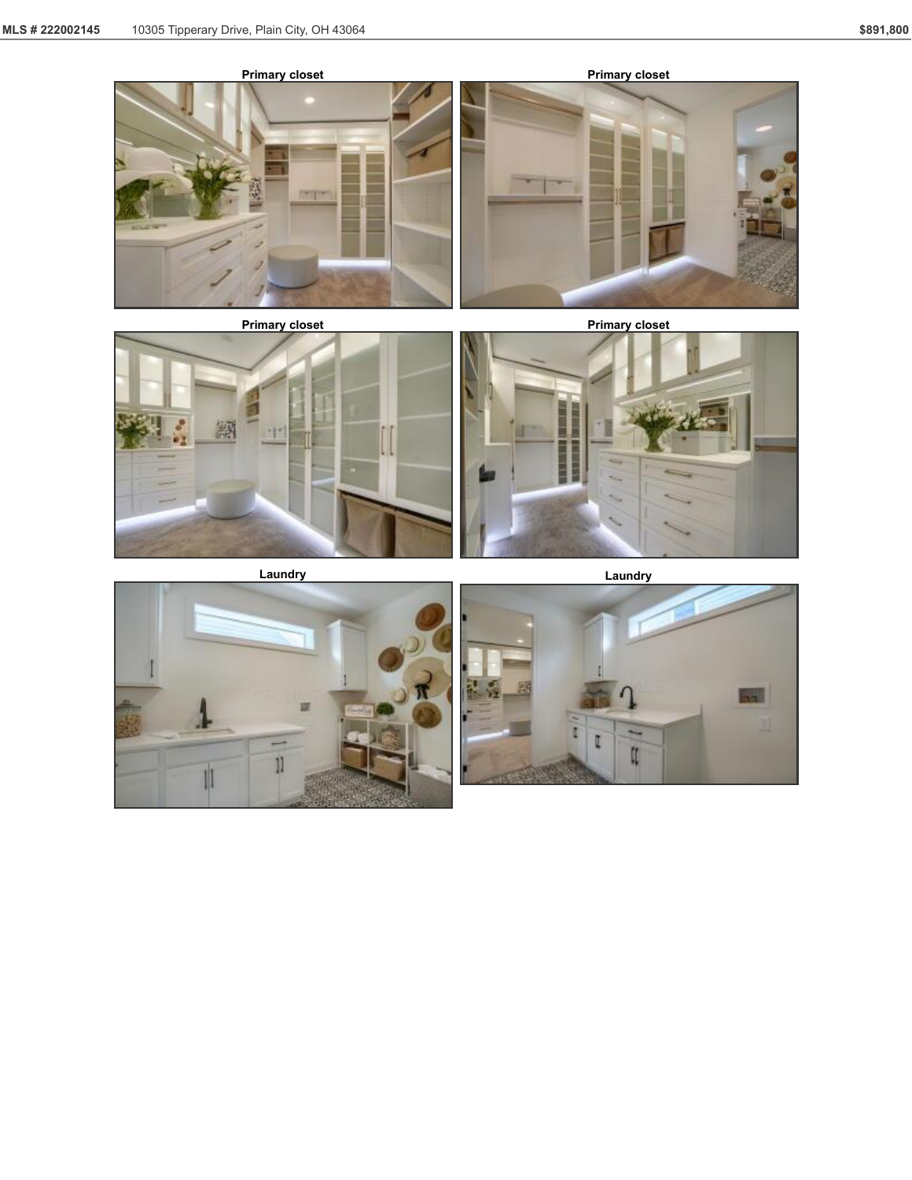Primary closet

Primary closet

Primary closet

Primary closet

Laundry

Laundry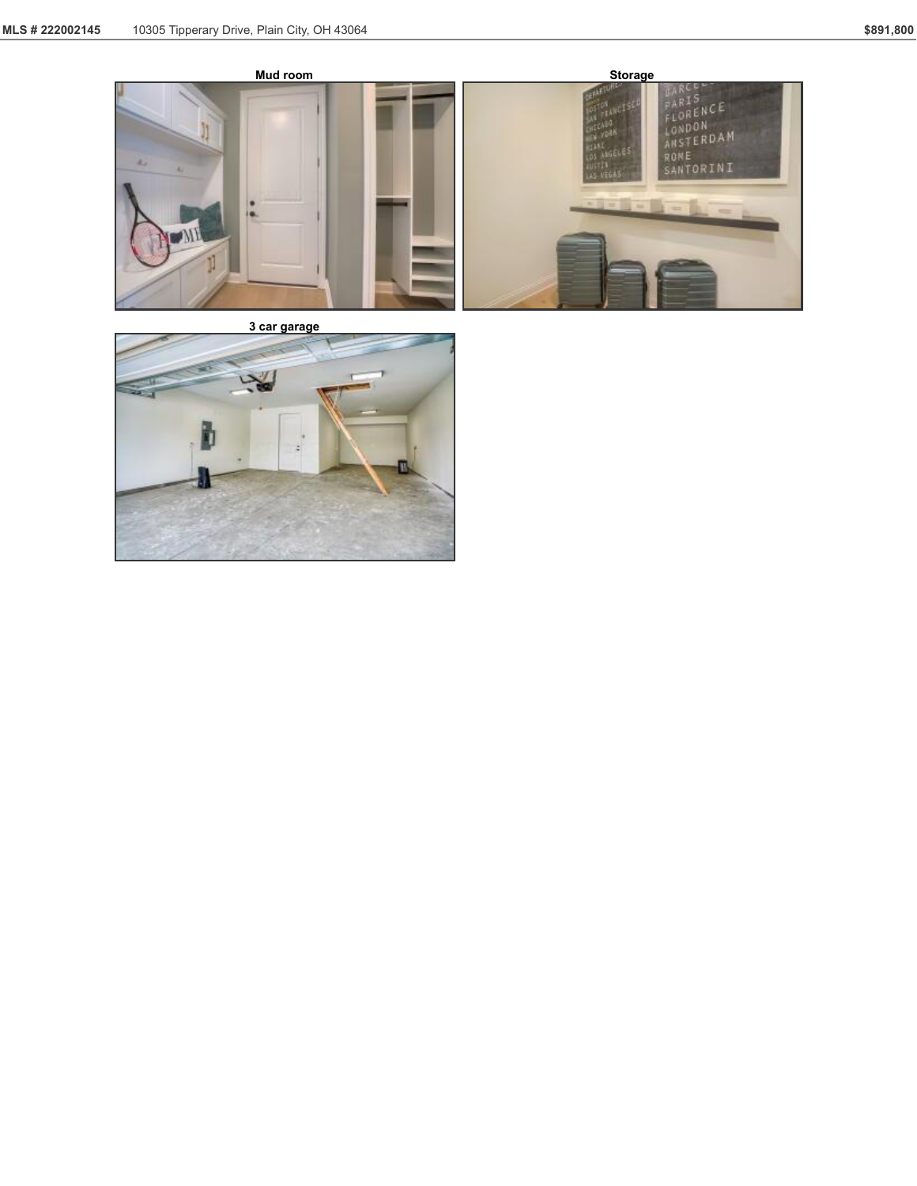Mud room

Storage

3 car garage